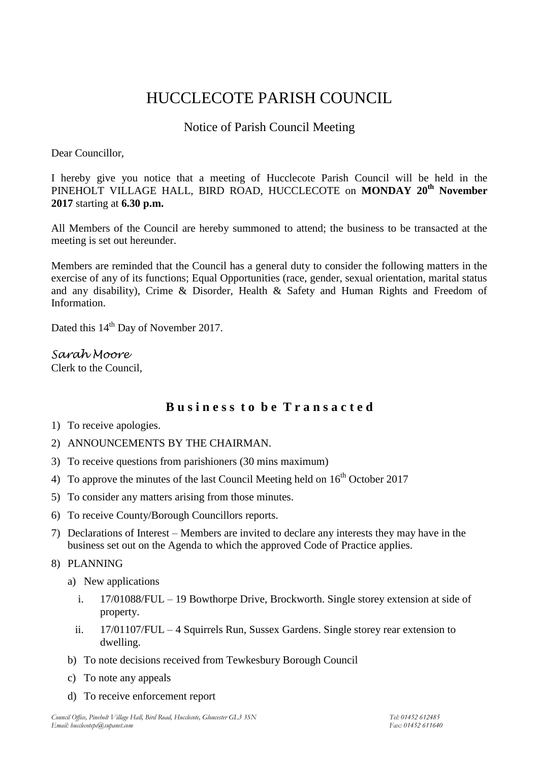# HUCCLECOTE PARISH COUNCIL

## Notice of Parish Council Meeting

Dear Councillor,

I hereby give you notice that a meeting of Hucclecote Parish Council will be held in the PINEHOLT VILLAGE HALL, BIRD ROAD, HUCCLECOTE on **MONDAY 20th November 2017** starting at **6.30 p.m.**

All Members of the Council are hereby summoned to attend; the business to be transacted at the meeting is set out hereunder.

Members are reminded that the Council has a general duty to consider the following matters in the exercise of any of its functions; Equal Opportunities (race, gender, sexual orientation, marital status and any disability), Crime & Disorder, Health & Safety and Human Rights and Freedom of Information.

Dated this 14th Day of November 2017.

*Sarah Moore*
Clerk to the Council,

## Business to be Transacted

1) To receive apologies.
2) ANNOUNCEMENTS BY THE CHAIRMAN.
3) To receive questions from parishioners (30 mins maximum)
4) To approve the minutes of the last Council Meeting held on 16th October 2017
5) To consider any matters arising from those minutes.
6) To receive County/Borough Councillors reports.
7) Declarations of Interest – Members are invited to declare any interests they may have in the business set out on the Agenda to which the approved Code of Practice applies.
8) PLANNING
   a) New applications
      i. 17/01088/FUL – 19 Bowthorpe Drive, Brockworth. Single storey extension at side of property.
      ii. 17/01107/FUL – 4 Squirrels Run, Sussex Gardens. Single storey rear extension to dwelling.
   b) To note decisions received from Tewkesbury Borough Council
   c) To note any appeals
   d) To receive enforcement report

*Council Office, Pineholt Village Hall, Bird Road, Hucclecote, Gloucester GL3 3SN* *Tel: 01452 612485*
*Email: hucclecotepc@supanet.com* *Fax: 01452 611640*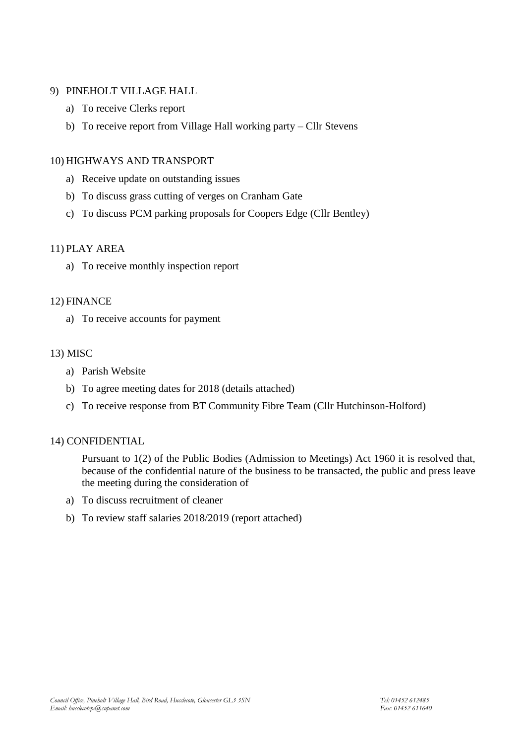9) PINEHOLT VILLAGE HALL

   a) To receive Clerks report
   b) To receive report from Village Hall working party – Cllr Stevens

10) HIGHWAYS AND TRANSPORT

   a) Receive update on outstanding issues
   b) To discuss grass cutting of verges on Cranham Gate
   c) To discuss PCM parking proposals for Coopers Edge (Cllr Bentley)

11) PLAY AREA

   a) To receive monthly inspection report

12) FINANCE

   a) To receive accounts for payment

13) MISC

   a) Parish Website
   b) To agree meeting dates for 2018 (details attached)
   c) To receive response from BT Community Fibre Team (Cllr Hutchinson-Holford)

14) CONFIDENTIAL

   Pursuant to 1(2) of the Public Bodies (Admission to Meetings) Act 1960 it is resolved that, because of the confidential nature of the business to be transacted, the public and press leave the meeting during the consideration of

   a) To discuss recruitment of cleaner
   b) To review staff salaries 2018/2019 (report attached)